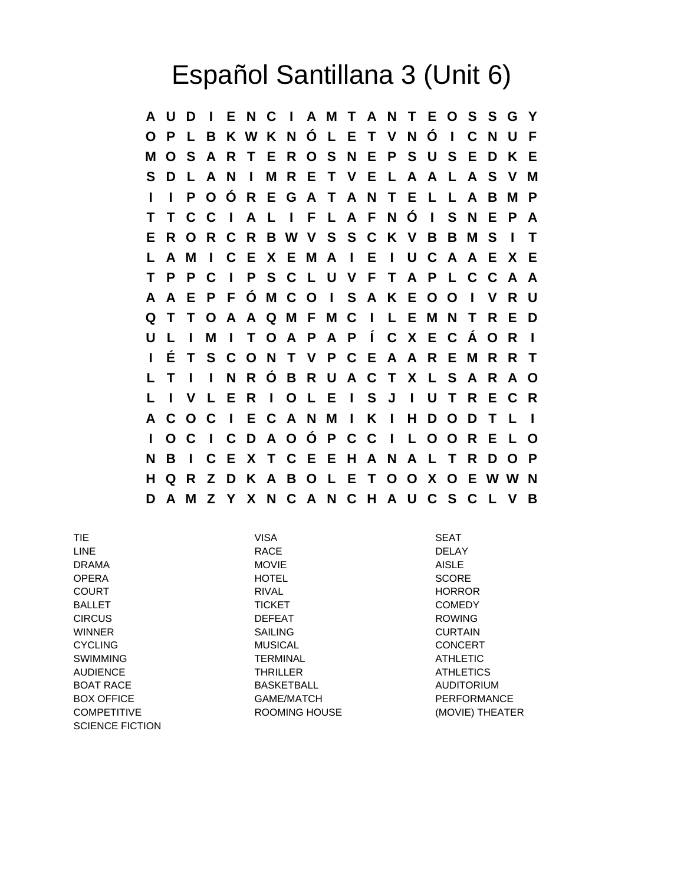# Español Santillana 3 (Unit 6)

```
A U D I E N C I A M T A N T E O S S G Y
O P L B K W K N Ó L E T V N Ó I C N U F
M O S A R T E R O S N E P S U S E D K E
S D L A N I M R E T V E L A A L A S V M
I I P O Ó R E G A T A N T E L L A B M P
T T C C I A L I F L A F N Ó I S N E P A
E R O R C R B W V S S C K V B B M S I T
L A M I C E X E M A I E I U C A A E X E
T P P C I P S C L U V F T A P L C C A A
A A E P F Ó M C O I S A K E O O I V R U
Q T T O A A Q M F M C I L E M N T R E D
U L I M I T O A P A P Í C X E C Á O R I
I É T S C O N T V P C E A A R E M R R T
L T I I N R Ó B R U A C T X L S A R A O
L I V L E R I O L E I S J I U T R E C R
A C O C I E C A N M I K I H D O D T L I
I O C I C D A O Ó P C C I L O O R E L O
N B I C E X T C E E H A N A L T R D O P
H Q R Z D K A B O L E T O O X O E W W N
D A M Z Y X N C A N C H A U C S C L V B
```

| | | |
|---|---|---|
| TIE | VISA | SEAT |
| LINE | RACE | DELAY |
| DRAMA | MOVIE | AISLE |
| OPERA | HOTEL | SCORE |
| COURT | RIVAL | HORROR |
| BALLET | TICKET | COMEDY |
| CIRCUS | DEFEAT | ROWING |
| WINNER | SAILING | CURTAIN |
| CYCLING | MUSICAL | CONCERT |
| SWIMMING | TERMINAL | ATHLETIC |
| AUDIENCE | THRILLER | ATHLETICS |
| BOAT RACE | BASKETBALL | AUDITORIUM |
| BOX OFFICE | GAME/MATCH | PERFORMANCE |
| COMPETITIVE | ROOMING HOUSE | (MOVIE) THEATER |
| SCIENCE FICTION | | |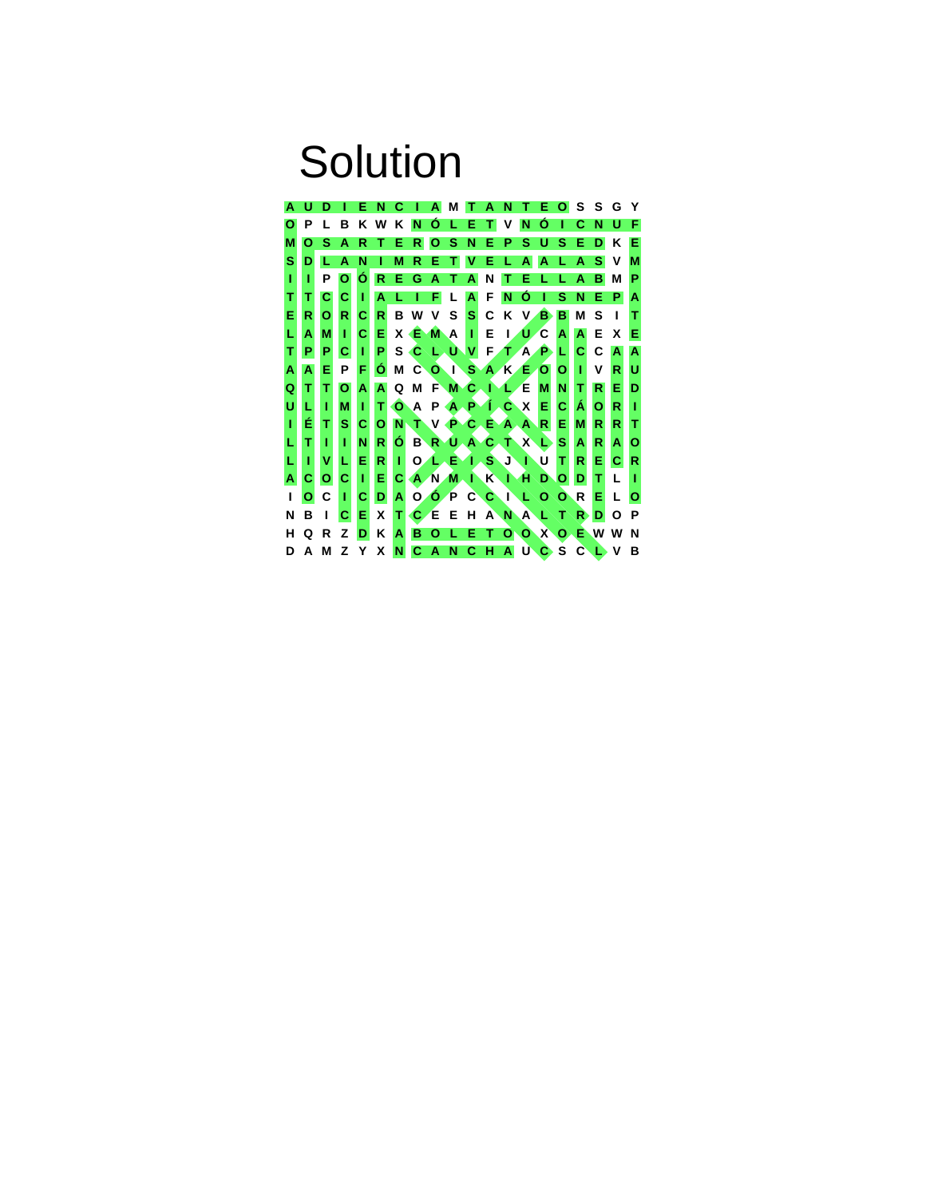# Solution

```
A U D I E N C I A M T A N T E O S S G Y
O P L B K W K N Ó L E T V N Ó I C N U F
M O S A R T E R O S N E P S U S E D K E
S D L A N I M R E T V E L A A L A S V M
I I P O Ó R E G A T A N T E L L A B M P
T T C C I A L I F L A F N Ó I S N E P A
E R O R C R B W V S S C K V B B M S I T
L A M I C E X E M A I E I U C A A E X E
T P P C I P S C L U V F T A P L C C A A
A A E P F Ó M C O I S A K E O O I V R U
Q T T O A A Q M F M C I L E M N T R E D
U L I M I T O A P A P Í C X E C Á O R I
I É T S C O N T V P C E A A R E M R R T
L T I I N R Ó B R U A C T X L S A R A O
L I V L E R I O L E I S J I U T R E C R
A C O C I E C A N M I K I H D O D T L I
I O C I C D A O Ó P C C I L O O R E L O
N B I C E X T C E E H A N A L T R D O P
H Q R Z D K A B O L E T O O X O E W W N
D A M Z Y X N C A N C H A U C S C L V B
```